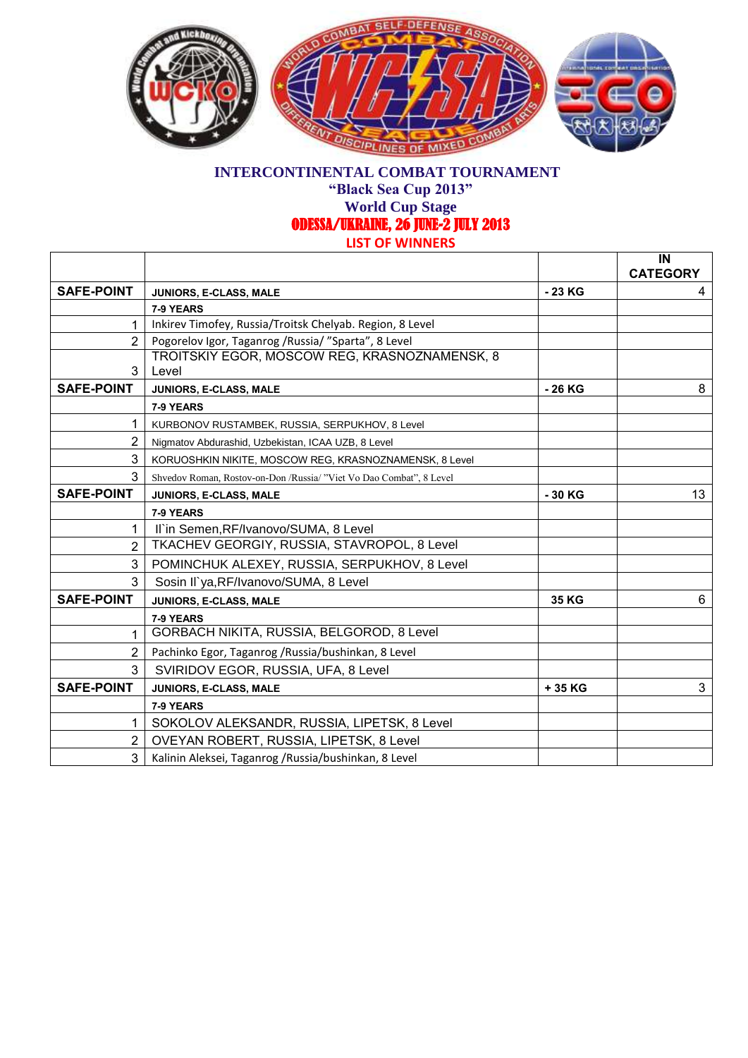# INTERCONTINENTAL COMBAT TOURNAMENT
## "Black Sea Cup 2013"
## World Cup Stage
## ODESSA/UKRAINE, 26 JUNE-2 JULY 2013
### LIST OF WINNERS

| | | | IN CATEGORY |
|---|---|---|---|
| **SAFE-POINT** | **JUNIORS, E-CLASS, MALE** | **- 23 KG** | 4 |
| | **7-9 YEARS** | | |
| 1 | Inkirev Timofey, Russia/Troitsk Chelyab. Region, 8 Level | | |
| 2 | Pogorelov Igor, Taganrog /Russia/ "Sparta", 8 Level | | |
| 3 | TROITSKIY EGOR, MOSCOW REG, KRASNOZNAMENSK, 8 Level | | |
| **SAFE-POINT** | **JUNIORS, E-CLASS, MALE** | **- 26 KG** | 8 |
| | **7-9 YEARS** | | |
| 1 | KURBONOV RUSTAMBEK, RUSSIA, SERPUKHOV, 8 Level | | |
| 2 | Nigmatov Abdurashid, Uzbekistan, ICAA UZB, 8 Level | | |
| 3 | KORUOSHKIN NIKITE, MOSCOW REG, KRASNOZNAMENSK, 8 Level | | |
| 3 | Shvedov Roman, Rostov-on-Don /Russia/ "Viet Vo Dao Combat", 8 Level | | |
| **SAFE-POINT** | **JUNIORS, E-CLASS, MALE** | **- 30 KG** | 13 |
| | **7-9 YEARS** | | |
| 1 | Il`in Semen,RF/Ivanovo/SUMA, 8 Level | | |
| 2 | TKACHEV GEORGIY, RUSSIA, STAVROPOL, 8 Level | | |
| 3 | POMINCHUK ALEXEY, RUSSIA, SERPUKHOV, 8 Level | | |
| 3 | Sosin Il`ya,RF/Ivanovo/SUMA, 8 Level | | |
| **SAFE-POINT** | **JUNIORS, E-CLASS, MALE** | **35 KG** | 6 |
| | **7-9 YEARS** | | |
| 1 | GORBACH NIKITA, RUSSIA, BELGOROD, 8 Level | | |
| 2 | Pachinko Egor, Taganrog /Russia/bushinkan, 8 Level | | |
| 3 | SVIRIDOV EGOR, RUSSIA, UFA, 8 Level | | |
| **SAFE-POINT** | **JUNIORS, E-CLASS, MALE** | **+ 35 KG** | 3 |
| | **7-9 YEARS** | | |
| 1 | SOKOLOV ALEKSANDR, RUSSIA, LIPETSK, 8 Level | | |
| 2 | OVEYAN ROBERT, RUSSIA, LIPETSK, 8 Level | | |
| 3 | Kalinin Aleksei, Taganrog /Russia/bushinkan, 8 Level | | |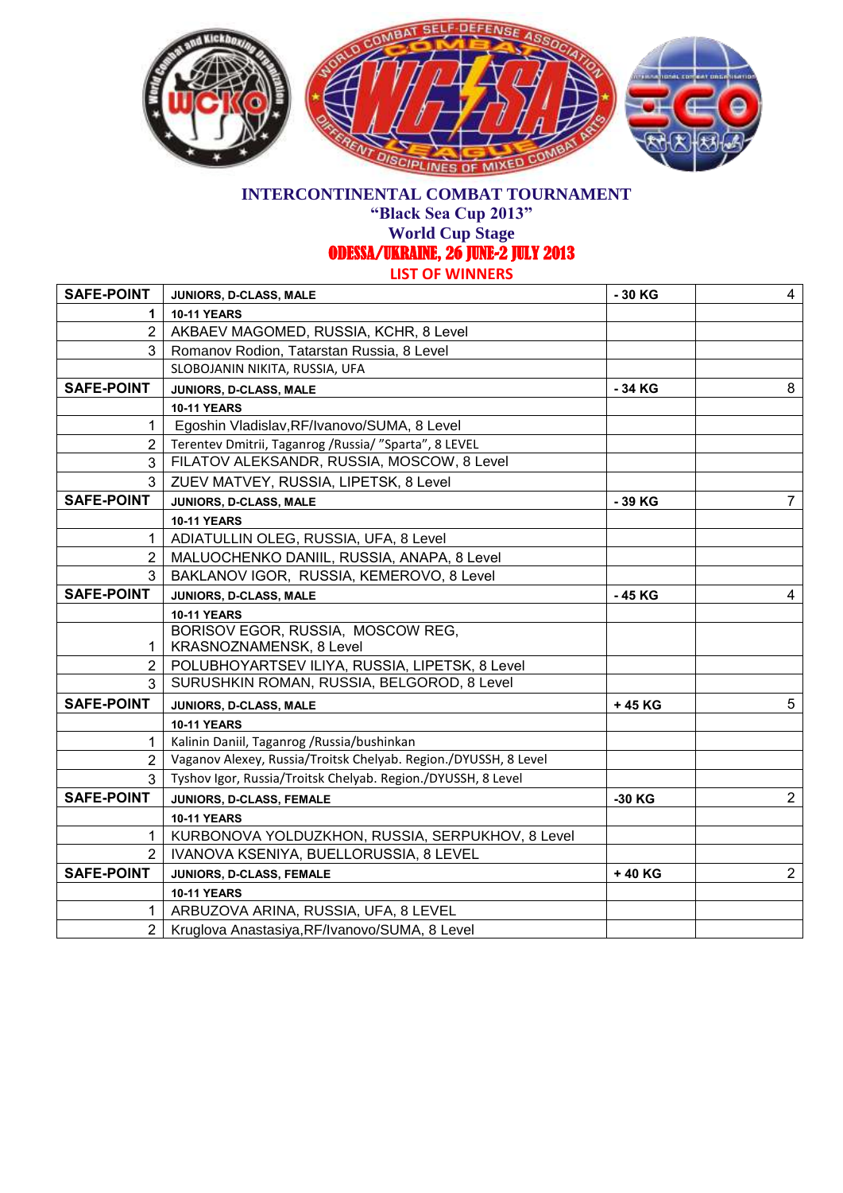**INTERCONTINENTAL COMBAT TOURNAMENT**
**"Black Sea Cup 2013"**
**World Cup Stage**
**ODESSA/UKRAINE, 26 JUNE-2 JULY 2013**
**LIST OF WINNERS**

| SAFE-POINT | JUNIORS, D-CLASS, MALE | - 30 KG | 4 |
|---|---|---|---|
| 1 | 10-11 YEARS | | |
| 2 | AKBAEV MAGOMED, RUSSIA, KCHR, 8 Level | | |
| 3 | Romanov Rodion, Tatarstan Russia, 8 Level | | |
| | SLOBOJANIN NIKITA, RUSSIA, UFA | | |
| **SAFE-POINT** | **JUNIORS, D-CLASS, MALE** | **- 34 KG** | 8 |
| | **10-11 YEARS** | | |
| 1 | Egoshin Vladislav,RF/Ivanovo/SUMA, 8 Level | | |
| 2 | Terentev Dmitrii, Taganrog /Russia/ "Sparta", 8 LEVEL | | |
| 3 | FILATOV ALEKSANDR, RUSSIA, MOSCOW, 8 Level | | |
| 3 | ZUEV MATVEY, RUSSIA, LIPETSK, 8 Level | | |
| **SAFE-POINT** | **JUNIORS, D-CLASS, MALE** | **- 39 KG** | 7 |
| | **10-11 YEARS** | | |
| 1 | ADIATULLIN OLEG, RUSSIA, UFA, 8 Level | | |
| 2 | MALUOCHENKO DANIIL, RUSSIA, ANAPA, 8 Level | | |
| 3 | BAKLANOV IGOR, RUSSIA, KEMEROVO, 8 Level | | |
| **SAFE-POINT** | **JUNIORS, D-CLASS, MALE** | **- 45 KG** | 4 |
| | **10-11 YEARS** | | |
| 1 | BORISOV EGOR, RUSSIA, MOSCOW REG, KRASNOZNAMENSK, 8 Level | | |
| 2 | POLUBHOYARTSEV ILIYA, RUSSIA, LIPETSK, 8 Level | | |
| 3 | SURUSHKIN ROMAN, RUSSIA, BELGOROD, 8 Level | | |
| **SAFE-POINT** | **JUNIORS, D-CLASS, MALE** | **+ 45 KG** | 5 |
| | **10-11 YEARS** | | |
| 1 | Kalinin Daniil, Taganrog /Russia/bushinkan | | |
| 2 | Vaganov Alexey, Russia/Troitsk Chelyab. Region./DYUSSH, 8 Level | | |
| 3 | Tyshov Igor, Russia/Troitsk Chelyab. Region./DYUSSH, 8 Level | | |
| **SAFE-POINT** | **JUNIORS, D-CLASS, FEMALE** | **-30 KG** | 2 |
| | **10-11 YEARS** | | |
| 1 | KURBONOVA YOLDUZKHON, RUSSIA, SERPUKHOV, 8 Level | | |
| 2 | IVANOVA KSENIYA, BUELLORUSSIA, 8 LEVEL | | |
| **SAFE-POINT** | **JUNIORS, D-CLASS, FEMALE** | **+ 40 KG** | 2 |
| | **10-11 YEARS** | | |
| 1 | ARBUZOVA ARINA, RUSSIA, UFA, 8 LEVEL | | |
| 2 | Kruglova Anastasiya,RF/Ivanovo/SUMA, 8 Level | | |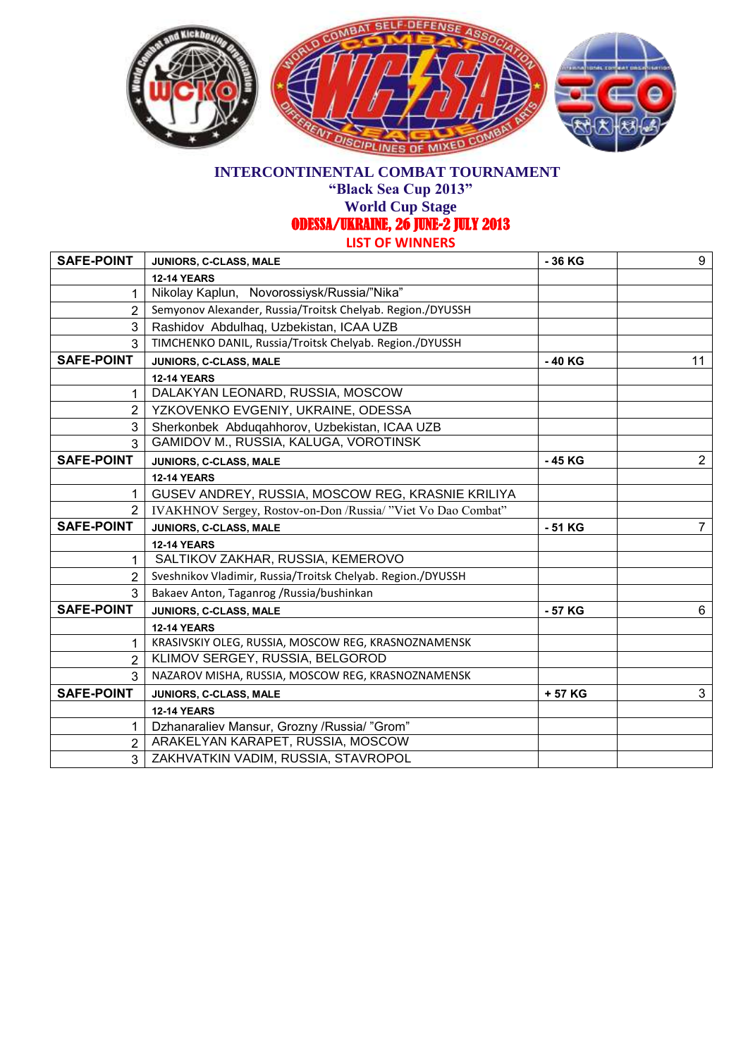# INTERCONTINENTAL COMBAT TOURNAMENT

## "Black Sea Cup 2013"

## World Cup Stage

## ODESSA/UKRAINE, 26 JUNE-2 JULY 2013

### LIST OF WINNERS

| SAFE-POINT | JUNIORS, C-CLASS, MALE | - 36 KG | 9 |
|---|---|---|---|
| | 12-14 YEARS | | |
| 1 | Nikolay Kaplun, Novorossiysk/Russia/"Nika" | | |
| 2 | Semyonov Alexander, Russia/Troitsk Chelyab. Region./DYUSSH | | |
| 3 | Rashidov Abdulhaq, Uzbekistan, ICAA UZB | | |
| 3 | TIMCHENKO DANIL, Russia/Troitsk Chelyab. Region./DYUSSH | | |
| **SAFE-POINT** | **JUNIORS, C-CLASS, MALE** | **- 40 KG** | 11 |
| | 12-14 YEARS | | |
| 1 | DALAKYAN LEONARD, RUSSIA, MOSCOW | | |
| 2 | YZKOVENKO EVGENIY, UKRAINE, ODESSA | | |
| 3 | Sherkonbek Abduqahhorov, Uzbekistan, ICAA UZB | | |
| 3 | GAMIDOV M., RUSSIA, KALUGA, VOROTINSK | | |
| **SAFE-POINT** | **JUNIORS, C-CLASS, MALE** | **- 45 KG** | 2 |
| | 12-14 YEARS | | |
| 1 | GUSEV ANDREY, RUSSIA, MOSCOW REG, KRASNIE KRILIYA | | |
| 2 | IVAKHNOV Sergey, Rostov-on-Don /Russia/ "Viet Vo Dao Combat" | | |
| **SAFE-POINT** | **JUNIORS, C-CLASS, MALE** | **- 51 KG** | 7 |
| | 12-14 YEARS | | |
| 1 | SALTIKOV ZAKHAR, RUSSIA, KEMEROVO | | |
| 2 | Sveshnikov Vladimir, Russia/Troitsk Chelyab. Region./DYUSSH | | |
| 3 | Bakaev Anton, Taganrog /Russia/bushinkan | | |
| **SAFE-POINT** | **JUNIORS, C-CLASS, MALE** | **- 57 KG** | 6 |
| | 12-14 YEARS | | |
| 1 | KRASIVSKIY OLEG, RUSSIA, MOSCOW REG, KRASNOZNAMENSK | | |
| 2 | KLIMOV SERGEY, RUSSIA, BELGOROD | | |
| 3 | NAZAROV MISHA, RUSSIA, MOSCOW REG, KRASNOZNAMENSK | | |
| **SAFE-POINT** | **JUNIORS, C-CLASS, MALE** | **+ 57 KG** | 3 |
| | 12-14 YEARS | | |
| 1 | Dzhanaraliev Mansur, Grozny /Russia/ "Grom" | | |
| 2 | ARAKELYAN KARAPET, RUSSIA, MOSCOW | | |
| 3 | ZAKHVATKIN VADIM, RUSSIA, STAVROPOL | | |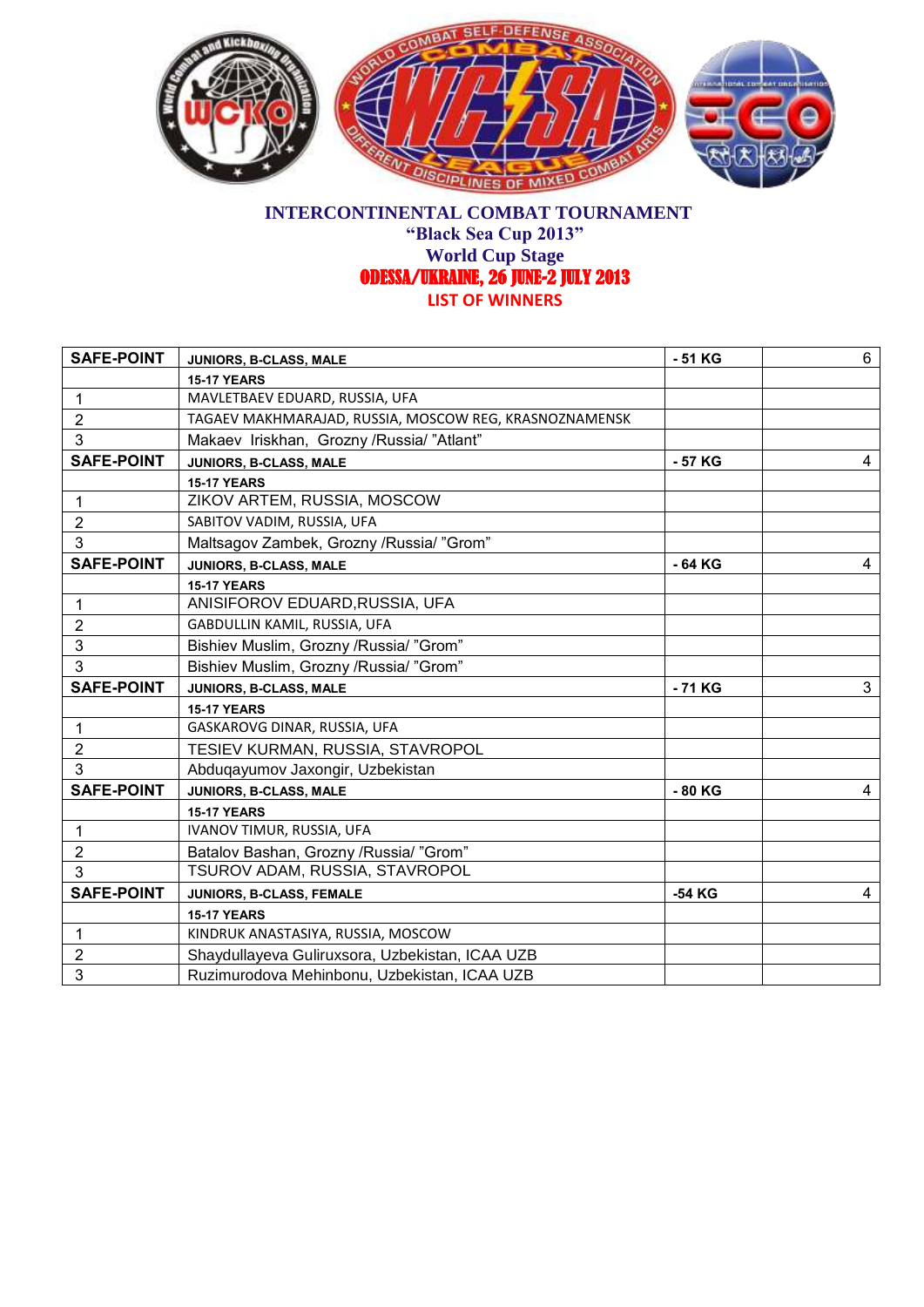**INTERCONTINENTAL COMBAT TOURNAMENT**
**"Black Sea Cup 2013"**
**World Cup Stage**
**ODESSA/UKRAINE, 26 JUNE-2 JULY 2013**
**LIST OF WINNERS**

| SAFE-POINT | JUNIORS, B-CLASS, MALE | - 51 KG | 6 |
|---|---|---|---|
| | 15-17 YEARS | | |
| 1 | MAVLETBAEV EDUARD, RUSSIA, UFA | | |
| 2 | TAGAEV MAKHMARAJAD, RUSSIA, MOSCOW REG, KRASNOZNAMENSK | | |
| 3 | Makaev Iriskhan, Grozny /Russia/ "Atlant" | | |
| SAFE-POINT | JUNIORS, B-CLASS, MALE | - 57 KG | 4 |
| | 15-17 YEARS | | |
| 1 | ZIKOV ARTEM, RUSSIA, MOSCOW | | |
| 2 | SABITOV VADIM, RUSSIA, UFA | | |
| 3 | Maltsagov Zambek, Grozny /Russia/ "Grom" | | |
| SAFE-POINT | JUNIORS, B-CLASS, MALE | - 64 KG | 4 |
| | 15-17 YEARS | | |
| 1 | ANISIFOROV EDUARD,RUSSIA, UFA | | |
| 2 | GABDULLIN KAMIL, RUSSIA, UFA | | |
| 3 | Bishiev Muslim, Grozny /Russia/ "Grom" | | |
| 3 | Bishiev Muslim, Grozny /Russia/ "Grom" | | |
| SAFE-POINT | JUNIORS, B-CLASS, MALE | - 71 KG | 3 |
| | 15-17 YEARS | | |
| 1 | GASKAROVG DINAR, RUSSIA, UFA | | |
| 2 | TESIEV KURMAN, RUSSIA, STAVROPOL | | |
| 3 | Abduqayumov Jaxongir, Uzbekistan | | |
| SAFE-POINT | JUNIORS, B-CLASS, MALE | - 80 KG | 4 |
| | 15-17 YEARS | | |
| 1 | IVANOV TIMUR, RUSSIA, UFA | | |
| 2 | Batalov Bashan, Grozny /Russia/ "Grom" | | |
| 3 | TSUROV ADAM, RUSSIA, STAVROPOL | | |
| SAFE-POINT | JUNIORS, B-CLASS, FEMALE | -54 KG | 4 |
| | 15-17 YEARS | | |
| 1 | KINDRUK ANASTASIYA, RUSSIA, MOSCOW | | |
| 2 | Shaydullayeva Guliruxsora, Uzbekistan, ICAA UZB | | |
| 3 | Ruzimurodova Mehinbonu, Uzbekistan, ICAA UZB | | |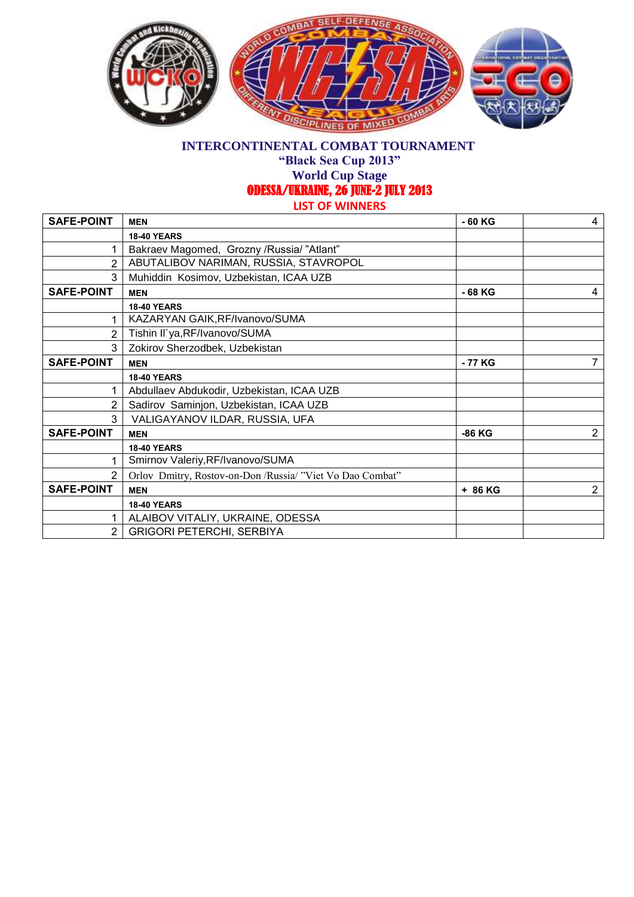# INTERCONTINENTAL COMBAT TOURNAMENT
## "Black Sea Cup 2013"
## World Cup Stage
## ODESSA/UKRAINE, 26 JUNE-2 JULY 2013
## LIST OF WINNERS

| | | | |
|---|---|---|---|
| **SAFE-POINT** | **MEN** | **- 60 KG** | 4 |
| | **18-40 YEARS** | | |
| 1 | Bakraev Magomed, Grozny /Russia/ "Atlant" | | |
| 2 | ABUTALIBOV NARIMAN, RUSSIA, STAVROPOL | | |
| 3 | Muhiddin Kosimov, Uzbekistan, ICAA UZB | | |
| **SAFE-POINT** | **MEN** | **- 68 KG** | 4 |
| | **18-40 YEARS** | | |
| 1 | KAZARYAN GAIK,RF/Ivanovo/SUMA | | |
| 2 | Tishin Il`ya,RF/Ivanovo/SUMA | | |
| 3 | Zokirov Sherzodbek, Uzbekistan | | |
| **SAFE-POINT** | **MEN** | **- 77 KG** | 7 |
| | **18-40 YEARS** | | |
| 1 | Abdullaev Abdukodir, Uzbekistan, ICAA UZB | | |
| 2 | Sadirov Saminjon, Uzbekistan, ICAA UZB | | |
| 3 | VALIGAYANOV ILDAR, RUSSIA, UFA | | |
| **SAFE-POINT** | **MEN** | **-86 KG** | 2 |
| | **18-40 YEARS** | | |
| 1 | Smirnov Valeriy,RF/Ivanovo/SUMA | | |
| 2 | Orlov Dmitry, Rostov-on-Don /Russia/ "Viet Vo Dao Combat" | | |
| **SAFE-POINT** | **MEN** | **+ 86 KG** | 2 |
| | **18-40 YEARS** | | |
| 1 | ALAIBOV VITALIY, UKRAINE, ODESSA | | |
| 2 | GRIGORI PETERCHI, SERBIYA | | |